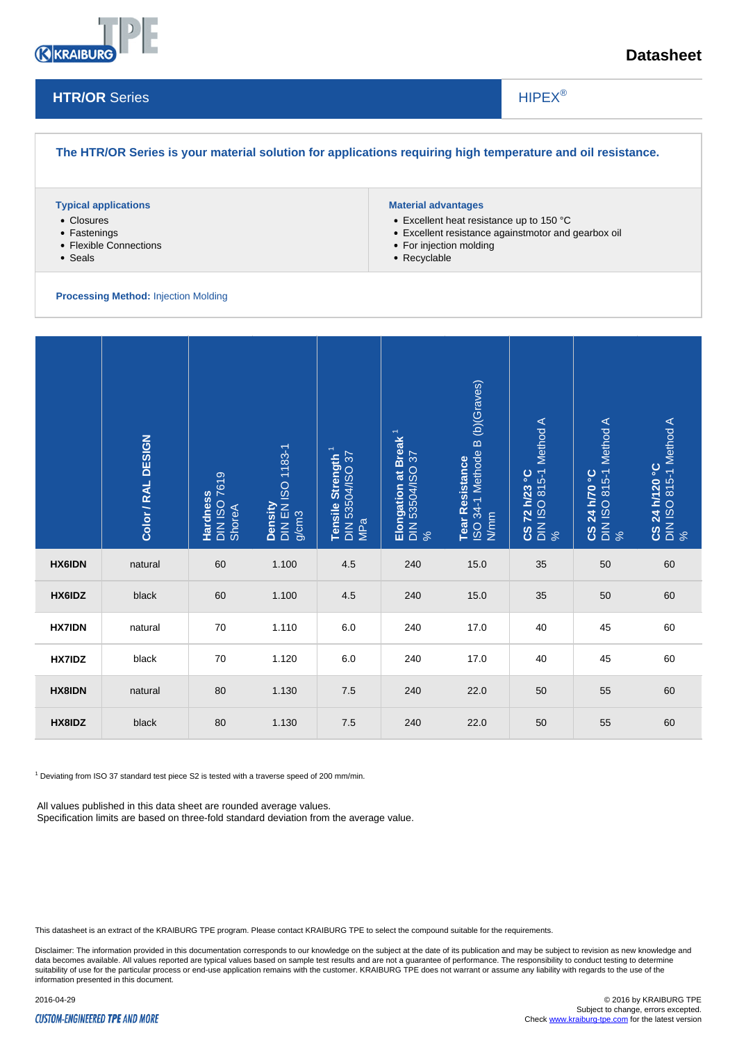# Datasheet

## HTR/OR Series

HIPEX®

**The HTR/OR Series is your material solution for applications requiring high temperature and oil resistance.**

**Typical applications**
- Closures
- Fastenings
- Flexible Connections
- Seals

**Material advantages**
- Excellent heat resistance up to 150 °C
- Excellent resistance againstmotor and gearbox oil
- For injection molding
- Recyclable

**Processing Method:** Injection Molding

| | **Color / RAL DESIGN** | **Hardness** DIN ISO 7619 ShoreA | **Density** DIN EN ISO 1183-1 g/cm3 | **Tensile Strength** [1] DIN 53504/ISO 37 MPa | **Elongation at Break** [1] DIN 53504/ISO 37 % | **Tear Resistance** ISO 34-1 Methode B (b)(Graves) N/mm | **CS 72 h/23 °C** DIN ISO 815-1 Method A % | **CS 24 h/70 °C** DIN ISO 815-1 Method A % | **CS 24 h/120 °C** DIN ISO 815-1 Method A % |
|---|---|---|---|---|---|---|---|---|---|
| **HX6IDN** | natural | 60 | 1.100 | 4.5 | 240 | 15.0 | 35 | 50 | 60 |
| **HX6IDZ** | black | 60 | 1.100 | 4.5 | 240 | 15.0 | 35 | 50 | 60 |
| **HX7IDN** | natural | 70 | 1.110 | 6.0 | 240 | 17.0 | 40 | 45 | 60 |
| **HX7IDZ** | black | 70 | 1.120 | 6.0 | 240 | 17.0 | 40 | 45 | 60 |
| **HX8IDN** | natural | 80 | 1.130 | 7.5 | 240 | 22.0 | 50 | 55 | 60 |
| **HX8IDZ** | black | 80 | 1.130 | 7.5 | 240 | 22.0 | 50 | 55 | 60 |

[1] Deviating from ISO 37 standard test piece S2 is tested with a traverse speed of 200 mm/min.

All values published in this data sheet are rounded average values.
Specification limits are based on three-fold standard deviation from the average value.

This datasheet is an extract of the KRAIBURG TPE program. Please contact KRAIBURG TPE to select the compound suitable for the requirements.

Disclaimer: The information provided in this documentation corresponds to our knowledge on the subject at the date of its publication and may be subject to revision as new knowledge and data becomes available. All values reported are typical values based on sample test results and are not a guarantee of performance. The responsibility to conduct testing to determine suitability of use for the particular process or end-use application remains with the customer. KRAIBURG TPE does not warrant or assume any liability with regards to the use of the information presented in this document.

2016-04-29

CUSTOM-ENGINEERED TPE AND MORE

© 2016 by KRAIBURG TPE
Subject to change, errors excepted.
Check www.kraiburg-tpe.com for the latest version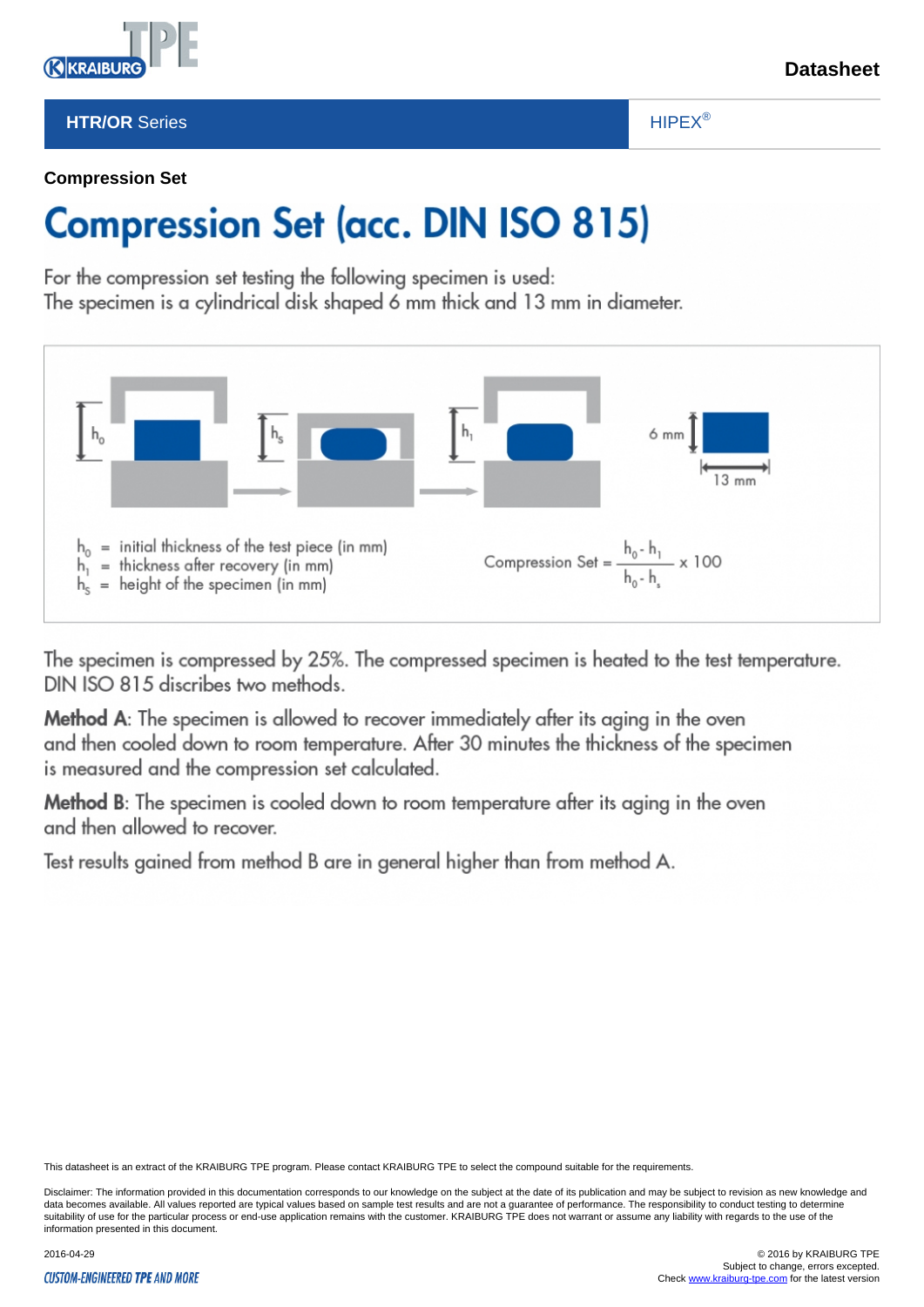**HTR/OR Series** | HIPEX®

**Compression Set**

# Compression Set (acc. DIN ISO 815)

For the compression set testing the following specimen is used:
The specimen is a cylindrical disk shaped 6 mm thick and 13 mm in diameter.

$h_0$ = initial thickness of the test piece (in mm)
$h_1$ = thickness after recovery (in mm)
$h_S$ = height of the specimen (in mm)

$$\text{Compression Set} = \frac{h_0 - h_1}{h_0 - h_s} \times 100$$

The specimen is compressed by 25%. The compressed specimen is heated to the test temperature. DIN ISO 815 discribes two methods.

**Method A**: The specimen is allowed to recover immediately after its aging in the oven and then cooled down to room temperature. After 30 minutes the thickness of the specimen is measured and the compression set calculated.

**Method B**: The specimen is cooled down to room temperature after its aging in the oven and then allowed to recover.

Test results gained from method B are in general higher than from method A.

This datasheet is an extract of the KRAIBURG TPE program. Please contact KRAIBURG TPE to select the compound suitable for the requirements.

Disclaimer: The information provided in this documentation corresponds to our knowledge on the subject at the date of its publication and may be subject to revision as new knowledge and data becomes available. All values reported are typical values based on sample test results and are not a guarantee of performance. The responsibility to conduct testing to determine suitability of use for the particular process or end-use application remains with the customer. KRAIBURG TPE does not warrant or assume any liability with regards to the use of the information presented in this document.

2016-04-29

© 2016 by KRAIBURG TPE
Subject to change, errors excepted.
Check www.kraiburg-tpe.com for the latest version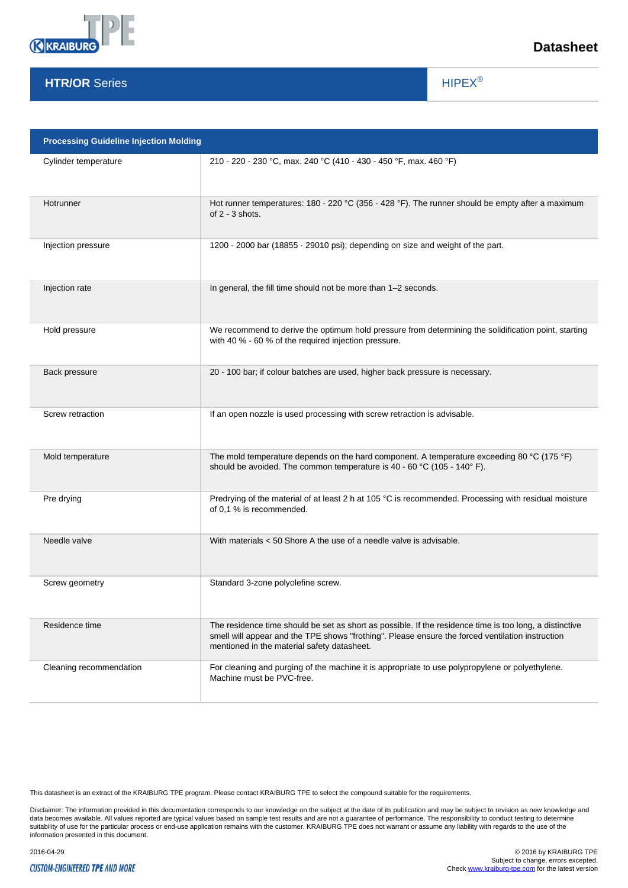**HTR/OR Series** | HIPEX®

| Processing Guideline Injection Molding | |
|---|---|
| Cylinder temperature | 210 - 220 - 230 °C, max. 240 °C (410 - 430 - 450 °F, max. 460 °F) |
| Hotrunner | Hot runner temperatures: 180 - 220 °C (356 - 428 °F). The runner should be empty after a maximum of 2 - 3 shots. |
| Injection pressure | 1200 - 2000 bar (18855 - 29010 psi); depending on size and weight of the part. |
| Injection rate | In general, the fill time should not be more than 1–2 seconds. |
| Hold pressure | We recommend to derive the optimum hold pressure from determining the solidification point, starting with 40 % - 60 % of the required injection pressure. |
| Back pressure | 20 - 100 bar; if colour batches are used, higher back pressure is necessary. |
| Screw retraction | If an open nozzle is used processing with screw retraction is advisable. |
| Mold temperature | The mold temperature depends on the hard component. A temperature exceeding 80 °C (175 °F) should be avoided. The common temperature is 40 - 60 °C (105 - 140° F). |
| Pre drying | Predrying of the material of at least 2 h at 105 °C is recommended. Processing with residual moisture of 0,1 % is recommended. |
| Needle valve | With materials < 50 Shore A the use of a needle valve is advisable. |
| Screw geometry | Standard 3-zone polyolefine screw. |
| Residence time | The residence time should be set as short as possible. If the residence time is too long, a distinctive smell will appear and the TPE shows "frothing". Please ensure the forced ventilation instruction mentioned in the material safety datasheet. |
| Cleaning recommendation | For cleaning and purging of the machine it is appropriate to use polypropylene or polyethylene. Machine must be PVC-free. |

This datasheet is an extract of the KRAIBURG TPE program. Please contact KRAIBURG TPE to select the compound suitable for the requirements.

Disclaimer: The information provided in this documentation corresponds to our knowledge on the subject at the date of its publication and may be subject to revision as new knowledge and data becomes available. All values reported are typical values based on sample test results and are not a guarantee of performance. The responsibility to conduct testing to determine suitability of use for the particular process or end-use application remains with the customer. KRAIBURG TPE does not warrant or assume any liability with regards to the use of the information presented in this document.

2016-04-29

© 2016 by KRAIBURG TPE
Subject to change, errors excepted.
Check www.kraiburg-tpe.com for the latest version